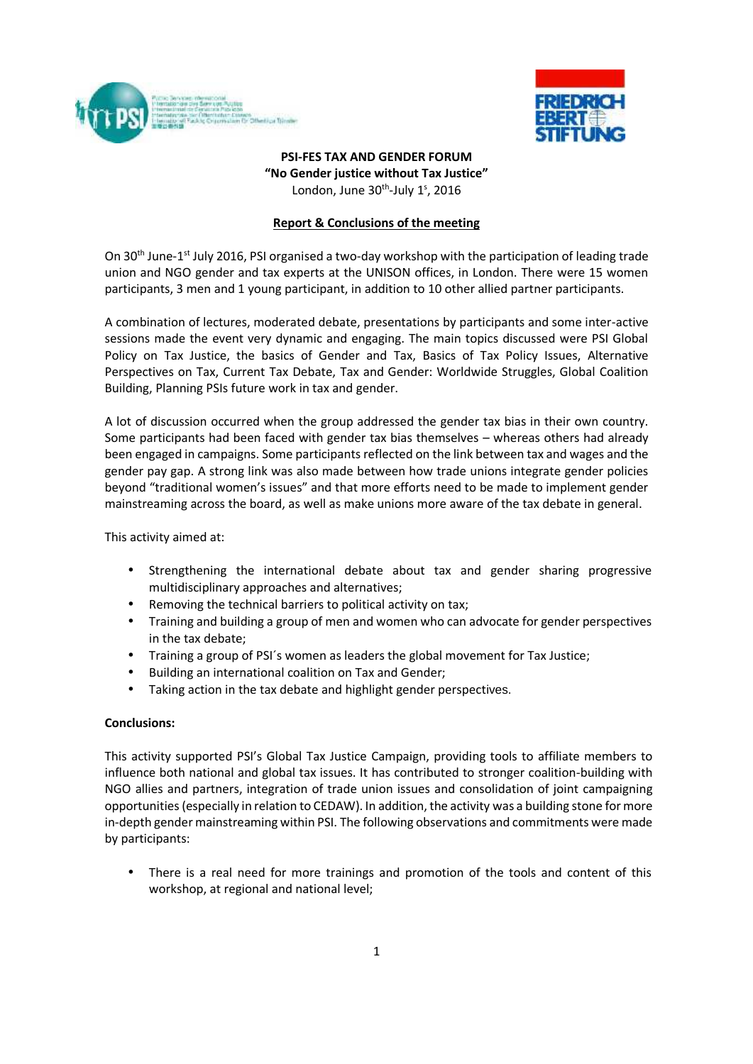**PSI-FES TAX AND GENDER FORUM**
**"No Gender justice without Tax Justice"**
London, June 30th-July 1s, 2016

**Report & Conclusions of the meeting**

On 30th June-1st July 2016, PSI organised a two-day workshop with the participation of leading trade union and NGO gender and tax experts at the UNISON offices, in London. There were 15 women participants, 3 men and 1 young participant, in addition to 10 other allied partner participants.

A combination of lectures, moderated debate, presentations by participants and some inter-active sessions made the event very dynamic and engaging. The main topics discussed were PSI Global Policy on Tax Justice, the basics of Gender and Tax, Basics of Tax Policy Issues, Alternative Perspectives on Tax, Current Tax Debate, Tax and Gender: Worldwide Struggles, Global Coalition Building, Planning PSIs future work in tax and gender.

A lot of discussion occurred when the group addressed the gender tax bias in their own country. Some participants had been faced with gender tax bias themselves – whereas others had already been engaged in campaigns. Some participants reflected on the link between tax and wages and the gender pay gap. A strong link was also made between how trade unions integrate gender policies beyond "traditional women's issues" and that more efforts need to be made to implement gender mainstreaming across the board, as well as make unions more aware of the tax debate in general.

This activity aimed at:

- Strengthening the international debate about tax and gender sharing progressive multidisciplinary approaches and alternatives;
- Removing the technical barriers to political activity on tax;
- Training and building a group of men and women who can advocate for gender perspectives in the tax debate;
- Training a group of PSI´s women as leaders the global movement for Tax Justice;
- Building an international coalition on Tax and Gender;
- Taking action in the tax debate and highlight gender perspectives.

**Conclusions:**

This activity supported PSI's Global Tax Justice Campaign, providing tools to affiliate members to influence both national and global tax issues. It has contributed to stronger coalition-building with NGO allies and partners, integration of trade union issues and consolidation of joint campaigning opportunities (especially in relation to CEDAW). In addition, the activity was a building stone for more in-depth gender mainstreaming within PSI. The following observations and commitments were made by participants:

- There is a real need for more trainings and promotion of the tools and content of this workshop, at regional and national level;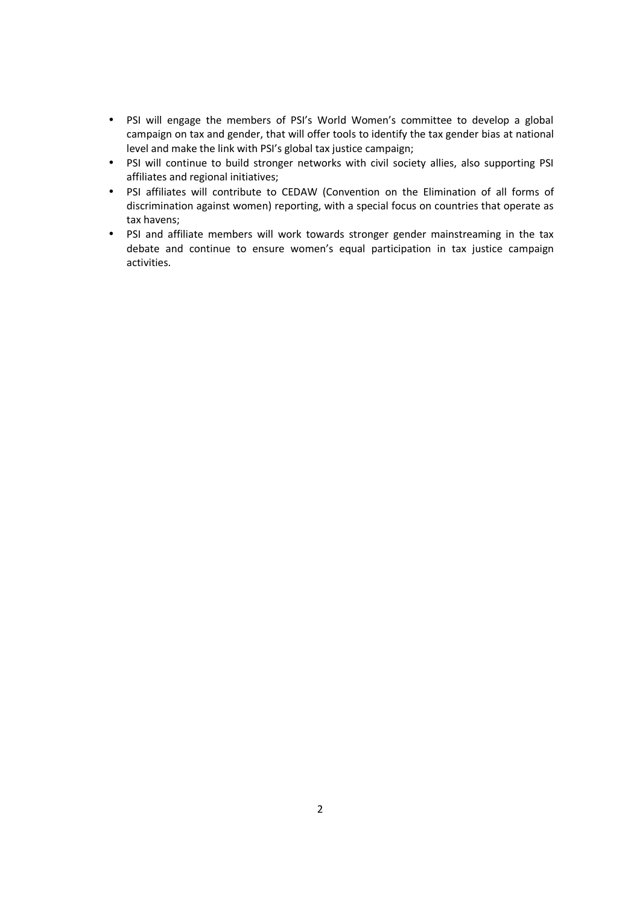- PSI will engage the members of PSI's World Women's committee to develop a global campaign on tax and gender, that will offer tools to identify the tax gender bias at national level and make the link with PSI's global tax justice campaign;
- PSI will continue to build stronger networks with civil society allies, also supporting PSI affiliates and regional initiatives;
- PSI affiliates will contribute to CEDAW (Convention on the Elimination of all forms of discrimination against women) reporting, with a special focus on countries that operate as tax havens;
- PSI and affiliate members will work towards stronger gender mainstreaming in the tax debate and continue to ensure women's equal participation in tax justice campaign activities.